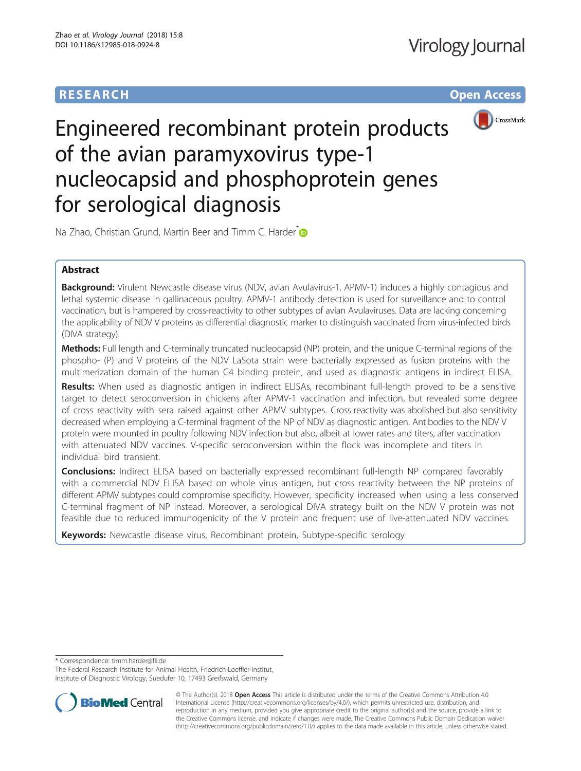RESEARCH **Open Access**

# Engineered recombinant protein products of the avian paramyxovirus type-1 nucleocapsid and phosphoprotein genes for serological diagnosis

Na Zhao, Christian Grund, Martin Beer and Timm C. Harder*

## Abstract

**Background:** Virulent Newcastle disease virus (NDV, avian Avulavirus-1, APMV-1) induces a highly contagious and lethal systemic disease in gallinaceous poultry. APMV-1 antibody detection is used for surveillance and to control vaccination, but is hampered by cross-reactivity to other subtypes of avian Avulaviruses. Data are lacking concerning the applicability of NDV V proteins as differential diagnostic marker to distinguish vaccinated from virus-infected birds (DIVA strategy).

**Methods:** Full length and C-terminally truncated nucleocapsid (NP) protein, and the unique C-terminal regions of the phospho- (P) and V proteins of the NDV LaSota strain were bacterially expressed as fusion proteins with the multimerization domain of the human C4 binding protein, and used as diagnostic antigens in indirect ELISA.

**Results:** When used as diagnostic antigen in indirect ELISAs, recombinant full-length proved to be a sensitive target to detect seroconversion in chickens after APMV-1 vaccination and infection, but revealed some degree of cross reactivity with sera raised against other APMV subtypes. Cross reactivity was abolished but also sensitivity decreased when employing a C-terminal fragment of the NP of NDV as diagnostic antigen. Antibodies to the NDV V protein were mounted in poultry following NDV infection but also, albeit at lower rates and titers, after vaccination with attenuated NDV vaccines. V-specific seroconversion within the flock was incomplete and titers in individual bird transient.

**Conclusions:** Indirect ELISA based on bacterially expressed recombinant full-length NP compared favorably with a commercial NDV ELISA based on whole virus antigen, but cross reactivity between the NP proteins of different APMV subtypes could compromise specificity. However, specificity increased when using a less conserved C-terminal fragment of NP instead. Moreover, a serological DIVA strategy built on the NDV V protein was not feasible due to reduced immunogenicity of the V protein and frequent use of live-attenuated NDV vaccines.

**Keywords:** Newcastle disease virus, Recombinant protein, Subtype-specific serology

\* Correspondence: timm.harder@fli.de
The Federal Research Institute for Animal Health, Friedrich-Loeffler-Institut, Institute of Diagnostic Virology, Suedufer 10, 17493 Greifswald, Germany

© The Author(s). 2018 **Open Access** This article is distributed under the terms of the Creative Commons Attribution 4.0 International License (http://creativecommons.org/licenses/by/4.0/), which permits unrestricted use, distribution, and reproduction in any medium, provided you give appropriate credit to the original author(s) and the source, provide a link to the Creative Commons license, and indicate if changes were made. The Creative Commons Public Domain Dedication waiver (http://creativecommons.org/publicdomain/zero/1.0/) applies to the data made available in this article, unless otherwise stated.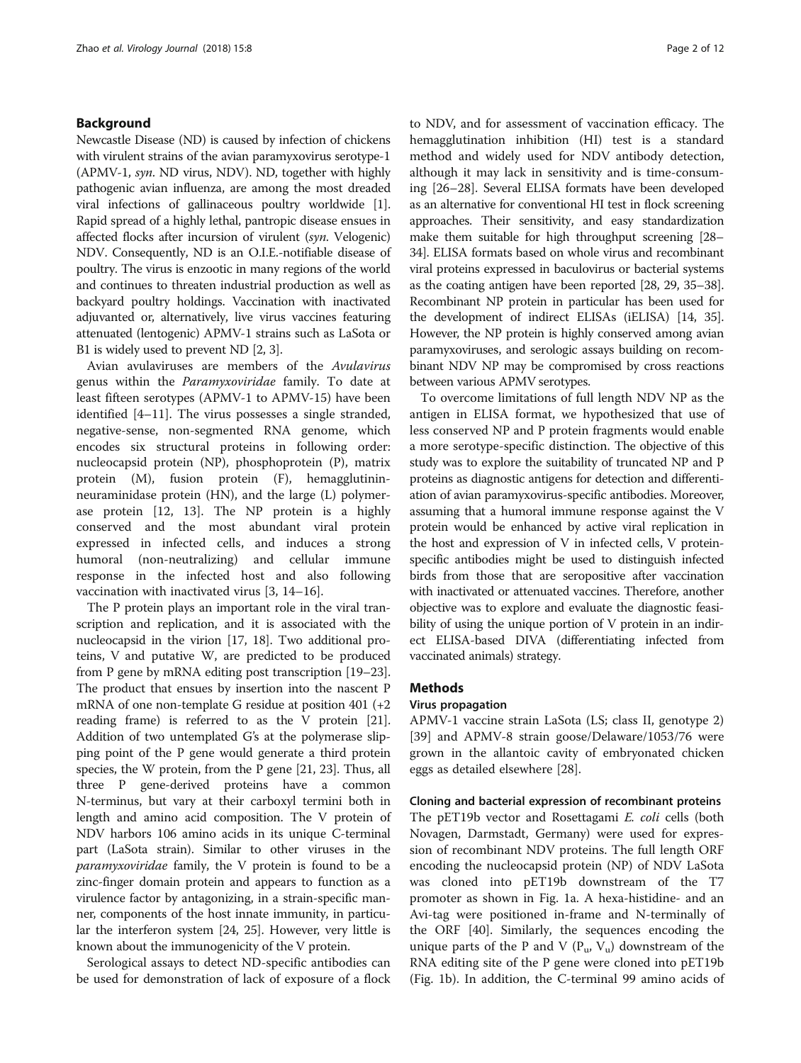## Background

Newcastle Disease (ND) is caused by infection of chickens with virulent strains of the avian paramyxovirus serotype-1 (APMV-1, *syn.* ND virus, NDV). ND, together with highly pathogenic avian influenza, are among the most dreaded viral infections of gallinaceous poultry worldwide [1]. Rapid spread of a highly lethal, pantropic disease ensues in affected flocks after incursion of virulent (*syn.* Velogenic) NDV. Consequently, ND is an O.I.E.-notifiable disease of poultry. The virus is enzootic in many regions of the world and continues to threaten industrial production as well as backyard poultry holdings. Vaccination with inactivated adjuvanted or, alternatively, live virus vaccines featuring attenuated (lentogenic) APMV-1 strains such as LaSota or B1 is widely used to prevent ND [2, 3].

Avian avulaviruses are members of the *Avulavirus* genus within the *Paramyxoviridae* family. To date at least fifteen serotypes (APMV-1 to APMV-15) have been identified [4–11]. The virus possesses a single stranded, negative-sense, non-segmented RNA genome, which encodes six structural proteins in following order: nucleocapsid protein (NP), phosphoprotein (P), matrix protein (M), fusion protein (F), hemagglutinin-neuraminidase protein (HN), and the large (L) polymerase protein [12, 13]. The NP protein is a highly conserved and the most abundant viral protein expressed in infected cells, and induces a strong humoral (non-neutralizing) and cellular immune response in the infected host and also following vaccination with inactivated virus [3, 14–16].

The P protein plays an important role in the viral transcription and replication, and it is associated with the nucleocapsid in the virion [17, 18]. Two additional proteins, V and putative W, are predicted to be produced from P gene by mRNA editing post transcription [19–23]. The product that ensues by insertion into the nascent P mRNA of one non-template G residue at position 401 (+2 reading frame) is referred to as the V protein [21]. Addition of two untemplated G's at the polymerase slipping point of the P gene would generate a third protein species, the W protein, from the P gene [21, 23]. Thus, all three P gene-derived proteins have a common N-terminus, but vary at their carboxyl termini both in length and amino acid composition. The V protein of NDV harbors 106 amino acids in its unique C-terminal part (LaSota strain). Similar to other viruses in the *paramyxoviridae* family, the V protein is found to be a zinc-finger domain protein and appears to function as a virulence factor by antagonizing, in a strain-specific manner, components of the host innate immunity, in particular the interferon system [24, 25]. However, very little is known about the immunogenicity of the V protein.

Serological assays to detect ND-specific antibodies can be used for demonstration of lack of exposure of a flock to NDV, and for assessment of vaccination efficacy. The hemagglutination inhibition (HI) test is a standard method and widely used for NDV antibody detection, although it may lack in sensitivity and is time-consuming [26–28]. Several ELISA formats have been developed as an alternative for conventional HI test in flock screening approaches. Their sensitivity, and easy standardization make them suitable for high throughput screening [28–34]. ELISA formats based on whole virus and recombinant viral proteins expressed in baculovirus or bacterial systems as the coating antigen have been reported [28, 29, 35–38]. Recombinant NP protein in particular has been used for the development of indirect ELISAs (iELISA) [14, 35]. However, the NP protein is highly conserved among avian paramyxoviruses, and serologic assays building on recombinant NDV NP may be compromised by cross reactions between various APMV serotypes.

To overcome limitations of full length NDV NP as the antigen in ELISA format, we hypothesized that use of less conserved NP and P protein fragments would enable a more serotype-specific distinction. The objective of this study was to explore the suitability of truncated NP and P proteins as diagnostic antigens for detection and differentiation of avian paramyxovirus-specific antibodies. Moreover, assuming that a humoral immune response against the V protein would be enhanced by active viral replication in the host and expression of V in infected cells, V protein-specific antibodies might be used to distinguish infected birds from those that are seropositive after vaccination with inactivated or attenuated vaccines. Therefore, another objective was to explore and evaluate the diagnostic feasibility of using the unique portion of V protein in an indirect ELISA-based DIVA (differentiating infected from vaccinated animals) strategy.

## Methods

### Virus propagation

APMV-1 vaccine strain LaSota (LS; class II, genotype 2) [39] and APMV-8 strain goose/Delaware/1053/76 were grown in the allantoic cavity of embryonated chicken eggs as detailed elsewhere [28].

### Cloning and bacterial expression of recombinant proteins

The pET19b vector and Rosettagami *E. coli* cells (both Novagen, Darmstadt, Germany) were used for expression of recombinant NDV proteins. The full length ORF encoding the nucleocapsid protein (NP) of NDV LaSota was cloned into pET19b downstream of the T7 promoter as shown in Fig. 1a. A hexa-histidine- and an Avi-tag were positioned in-frame and N-terminally of the ORF [40]. Similarly, the sequences encoding the unique parts of the P and V ($P_u$, $V_u$) downstream of the RNA editing site of the P gene were cloned into pET19b (Fig. 1b). In addition, the C-terminal 99 amino acids of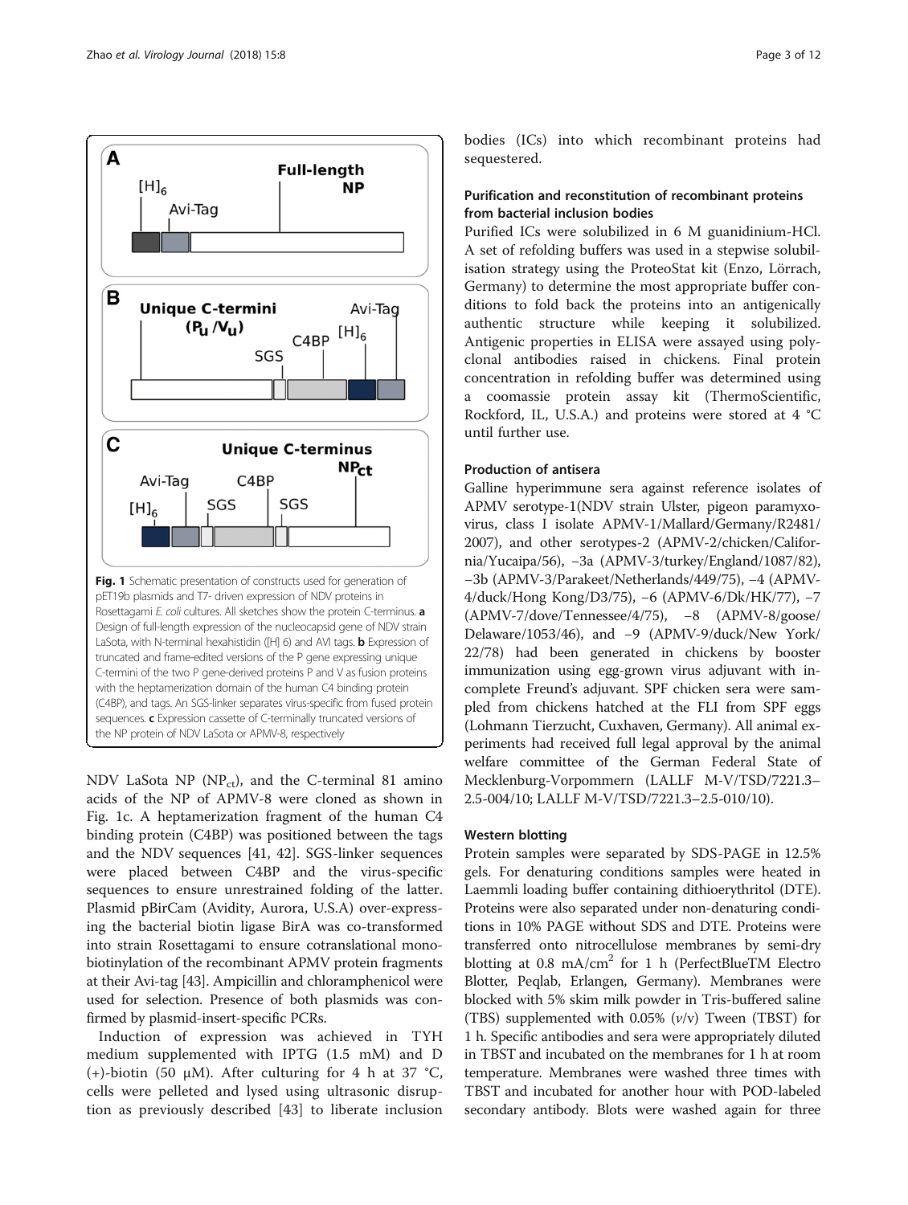Fig. 1 Schematic presentation of constructs used for generation of pET19b plasmids and T7- driven expression of NDV proteins in Rosettagami *E. coli* cultures. All sketches show the protein C-terminus. **a** Design of full-length expression of the nucleocapsid gene of NDV strain LaSota, with N-terminal hexahistidin ([H] 6) and AVI tags. **b** Expression of truncated and frame-edited versions of the P gene expressing unique C-termini of the two P gene-derived proteins P and V as fusion proteins with the heptamerization domain of the human C4 binding protein (C4BP), and tags. An SGS-linker separates virus-specific from fused protein sequences. **c** Expression cassette of C-terminally truncated versions of the NP protein of NDV LaSota or APMV-8, respectively

NDV LaSota NP ($NP_{ct}$), and the C-terminal 81 amino acids of the NP of APMV-8 were cloned as shown in Fig. 1c. A heptamerization fragment of the human C4 binding protein (C4BP) was positioned between the tags and the NDV sequences [41, 42]. SGS-linker sequences were placed between C4BP and the virus-specific sequences to ensure unrestrained folding of the latter. Plasmid pBirCam (Avidity, Aurora, U.S.A) over-expressing the bacterial biotin ligase BirA was co-transformed into strain Rosettagami to ensure cotranslational monobiotinylation of the recombinant APMV protein fragments at their Avi-tag [43]. Ampicillin and chloramphenicol were used for selection. Presence of both plasmids was confirmed by plasmid-insert-specific PCRs.

Induction of expression was achieved in TYH medium supplemented with IPTG (1.5 mM) and D (+)-biotin (50 μM). After culturing for 4 h at 37 °C, cells were pelleted and lysed using ultrasonic disruption as previously described [43] to liberate inclusion bodies (ICs) into which recombinant proteins had sequestered.

### Purification and reconstitution of recombinant proteins from bacterial inclusion bodies

Purified ICs were solubilized in 6 M guanidinium-HCl. A set of refolding buffers was used in a stepwise solubilisation strategy using the ProteoStat kit (Enzo, Lörrach, Germany) to determine the most appropriate buffer conditions to fold back the proteins into an antigenically authentic structure while keeping it solubilized. Antigenic properties in ELISA were assayed using polyclonal antibodies raised in chickens. Final protein concentration in refolding buffer was determined using a coomassie protein assay kit (ThermoScientific, Rockford, IL, U.S.A.) and proteins were stored at 4 °C until further use.

### Production of antisera

Galline hyperimmune sera against reference isolates of APMV serotype-1(NDV strain Ulster, pigeon paramyxovirus, class I isolate APMV-1/Mallard/Germany/R2481/2007), and other serotypes-2 (APMV-2/chicken/California/Yucaipa/56), −3a (APMV-3/turkey/England/1087/82), −3b (APMV-3/Parakeet/Netherlands/449/75), −4 (APMV-4/duck/Hong Kong/D3/75), −6 (APMV-6/Dk/HK/77), −7 (APMV-7/dove/Tennessee/4/75), −8 (APMV-8/goose/Delaware/1053/46), and −9 (APMV-9/duck/New York/22/78) had been generated in chickens by booster immunization using egg-grown virus adjuvant with incomplete Freund's adjuvant. SPF chicken sera were sampled from chickens hatched at the FLI from SPF eggs (Lohmann Tierzucht, Cuxhaven, Germany). All animal experiments had received full legal approval by the animal welfare committee of the German Federal State of Mecklenburg-Vorpommern (LALLF M-V/TSD/7221.3–2.5-004/10; LALLF M-V/TSD/7221.3–2.5-010/10).

### Western blotting

Protein samples were separated by SDS-PAGE in 12.5% gels. For denaturing conditions samples were heated in Laemmli loading buffer containing dithioerythritol (DTE). Proteins were also separated under non-denaturing conditions in 10% PAGE without SDS and DTE. Proteins were transferred onto nitrocellulose membranes by semi-dry blotting at 0.8 $mA/cm^2$ for 1 h (PerfectBlueTM Electro Blotter, Peqlab, Erlangen, Germany). Membranes were blocked with 5% skim milk powder in Tris-buffered saline (TBS) supplemented with 0.05% (*v*/v) Tween (TBST) for 1 h. Specific antibodies and sera were appropriately diluted in TBST and incubated on the membranes for 1 h at room temperature. Membranes were washed three times with TBST and incubated for another hour with POD-labeled secondary antibody. Blots were washed again for three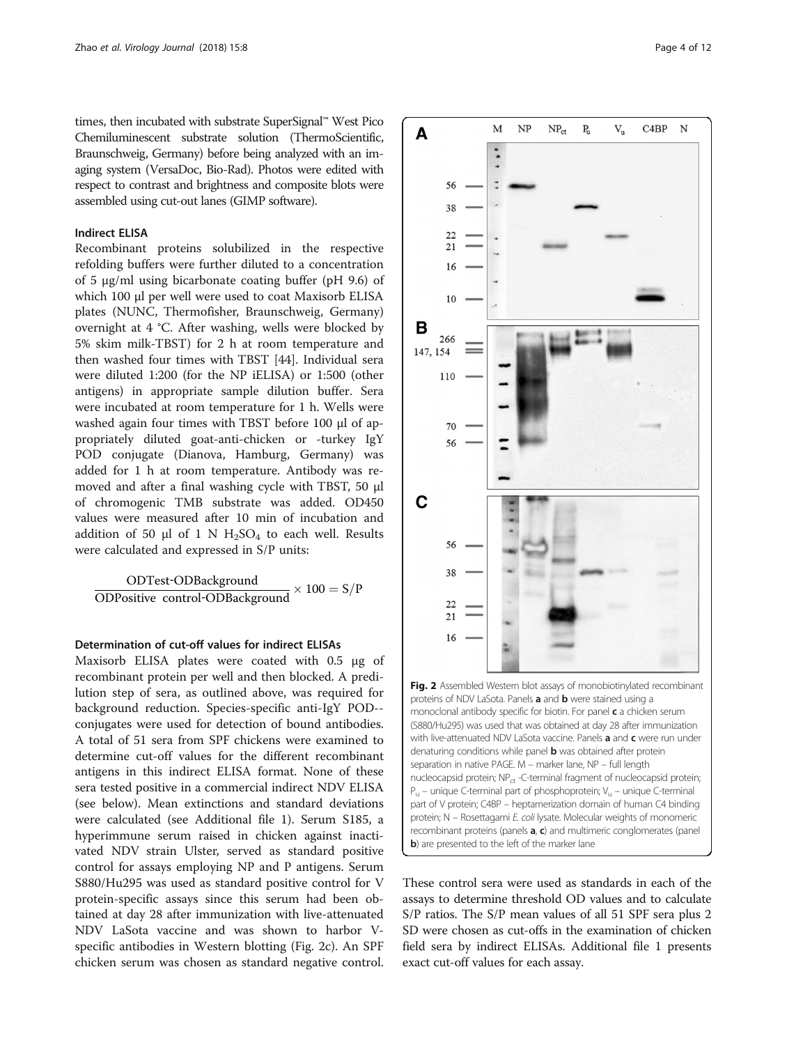times, then incubated with substrate SuperSignal™ West Pico Chemiluminescent substrate solution (ThermoScientific, Braunschweig, Germany) before being analyzed with an imaging system (VersaDoc, Bio-Rad). Photos were edited with respect to contrast and brightness and composite blots were assembled using cut-out lanes (GIMP software).

### Indirect ELISA

Recombinant proteins solubilized in the respective refolding buffers were further diluted to a concentration of 5 μg/ml using bicarbonate coating buffer (pH 9.6) of which 100 μl per well were used to coat Maxisorb ELISA plates (NUNC, Thermofisher, Braunschweig, Germany) overnight at 4 °C. After washing, wells were blocked by 5% skim milk-TBST) for 2 h at room temperature and then washed four times with TBST [44]. Individual sera were diluted 1:200 (for the NP iELISA) or 1:500 (other antigens) in appropriate sample dilution buffer. Sera were incubated at room temperature for 1 h. Wells were washed again four times with TBST before 100 μl of appropriately diluted goat-anti-chicken or -turkey IgY POD conjugate (Dianova, Hamburg, Germany) was added for 1 h at room temperature. Antibody was removed and after a final washing cycle with TBST, 50 μl of chromogenic TMB substrate was added. OD450 values were measured after 10 min of incubation and addition of 50 μl of 1 N $H_2SO_4$ to each well. Results were calculated and expressed in S/P units:

$$\frac{\text{ODTest-ODBackground}}{\text{ODPositive control-ODBackground}} \times 100 = \text{S/P}$$

### Determination of cut-off values for indirect ELISAs

Maxisorb ELISA plates were coated with 0.5 μg of recombinant protein per well and then blocked. A predilution step of sera, as outlined above, was required for background reduction. Species-specific anti-IgY POD--conjugates were used for detection of bound antibodies. A total of 51 sera from SPF chickens were examined to determine cut-off values for the different recombinant antigens in this indirect ELISA format. None of these sera tested positive in a commercial indirect NDV ELISA (see below). Mean extinctions and standard deviations were calculated (see Additional file 1). Serum S185, a hyperimmune serum raised in chicken against inactivated NDV strain Ulster, served as standard positive control for assays employing NP and P antigens. Serum S880/Hu295 was used as standard positive control for V protein-specific assays since this serum had been obtained at day 28 after immunization with live-attenuated NDV LaSota vaccine and was shown to harbor V-specific antibodies in Western blotting (Fig. 2c). An SPF chicken serum was chosen as standard negative control. These control sera were used as standards in each of the assays to determine threshold OD values and to calculate S/P ratios. The S/P mean values of all 51 SPF sera plus 2 SD were chosen as cut-offs in the examination of chicken field sera by indirect ELISAs. Additional file 1 presents exact cut-off values for each assay.

**Fig. 2** Assembled Western blot assays of monobiotinylated recombinant proteins of NDV LaSota. Panels **a** and **b** were stained using a monoclonal antibody specific for biotin. For panel **c** a chicken serum (S880/Hu295) was used that was obtained at day 28 after immunization with live-attenuated NDV LaSota vaccine. Panels **a** and **c** were run under denaturing conditions while panel **b** was obtained after protein separation in native PAGE. M – marker lane, NP – full length nucleocapsid protein; $NP_{ct}$ -C-terminal fragment of nucleocapsid protein; $P_u$ – unique C-terminal part of phosphoprotein; $V_u$ – unique C-terminal part of V protein; C4BP – heptamerization domain of human C4 binding protein; N – Rosettagami *E. coli* lysate. Molecular weights of monomeric recombinant proteins (panels **a**, **c**) and multimeric conglomerates (panel **b**) are presented to the left of the marker lane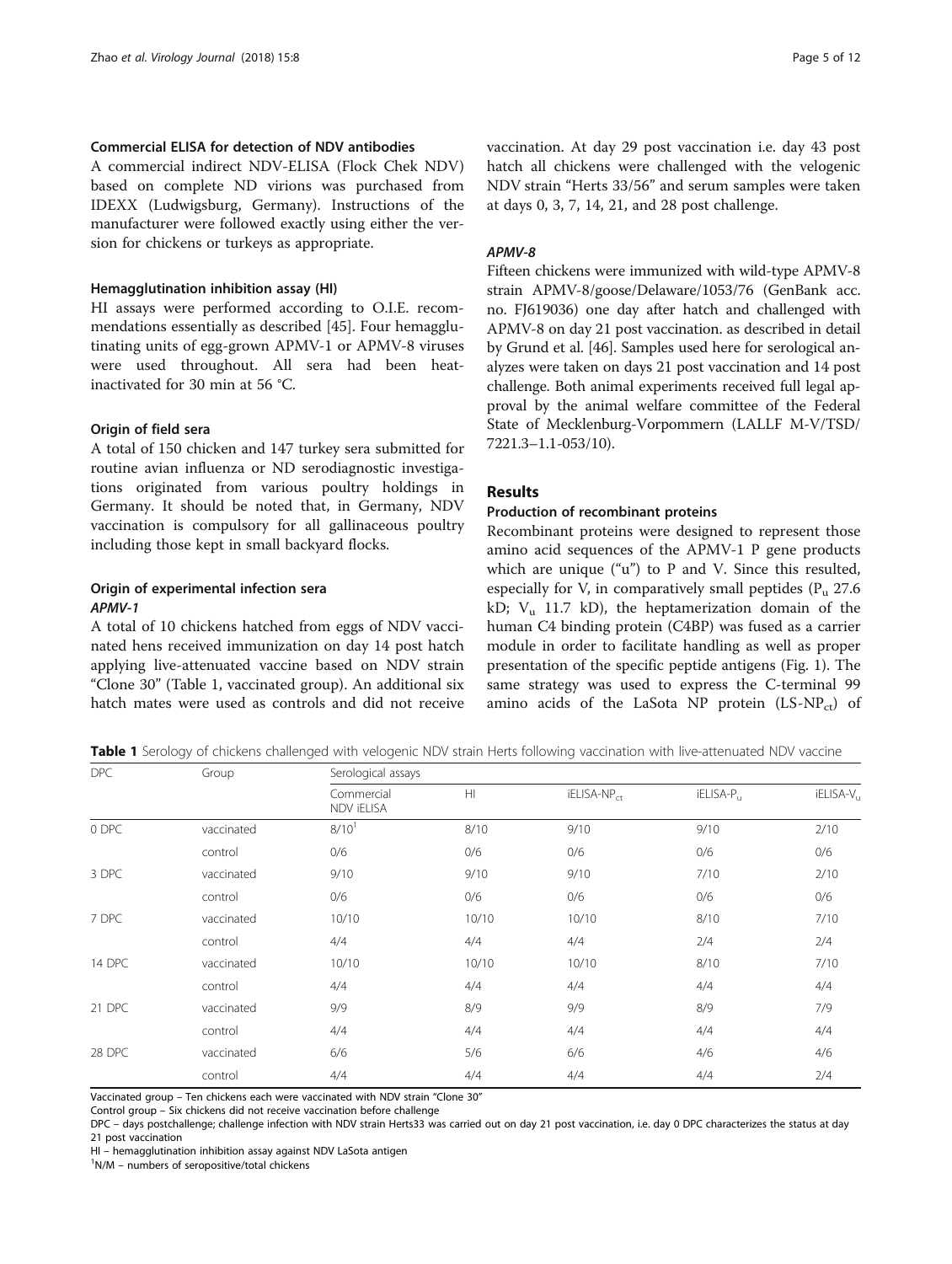### Commercial ELISA for detection of NDV antibodies

A commercial indirect NDV-ELISA (Flock Chek NDV) based on complete ND virions was purchased from IDEXX (Ludwigsburg, Germany). Instructions of the manufacturer were followed exactly using either the version for chickens or turkeys as appropriate.

### Hemagglutination inhibition assay (HI)

HI assays were performed according to O.I.E. recommendations essentially as described [45]. Four hemagglutinating units of egg-grown APMV-1 or APMV-8 viruses were used throughout. All sera had been heat-inactivated for 30 min at 56 °C.

### Origin of field sera

A total of 150 chicken and 147 turkey sera submitted for routine avian influenza or ND serodiagnostic investigations originated from various poultry holdings in Germany. It should be noted that, in Germany, NDV vaccination is compulsory for all gallinaceous poultry including those kept in small backyard flocks.

### Origin of experimental infection sera

#### *APMV-1*

A total of 10 chickens hatched from eggs of NDV vaccinated hens received immunization on day 14 post hatch applying live-attenuated vaccine based on NDV strain "Clone 30" (Table 1, vaccinated group). An additional six hatch mates were used as controls and did not receive vaccination. At day 29 post vaccination i.e. day 43 post hatch all chickens were challenged with the velogenic NDV strain "Herts 33/56" and serum samples were taken at days 0, 3, 7, 14, 21, and 28 post challenge.

#### *APMV-8*

Fifteen chickens were immunized with wild-type APMV-8 strain APMV-8/goose/Delaware/1053/76 (GenBank acc. no. FJ619036) one day after hatch and challenged with APMV-8 on day 21 post vaccination. as described in detail by Grund et al. [46]. Samples used here for serological analyzes were taken on days 21 post vaccination and 14 post challenge. Both animal experiments received full legal approval by the animal welfare committee of the Federal State of Mecklenburg-Vorpommern (LALLF M-V/TSD/7221.3–1.1-053/10).

## Results

### Production of recombinant proteins

Recombinant proteins were designed to represent those amino acid sequences of the APMV-1 P gene products which are unique ("u") to P and V. Since this resulted, especially for V, in comparatively small peptides ($P_u$ 27.6 kD; $V_u$ 11.7 kD), the heptamerization domain of the human C4 binding protein (C4BP) was fused as a carrier module in order to facilitate handling as well as proper presentation of the specific peptide antigens (Fig. 1). The same strategy was used to express the C-terminal 99 amino acids of the LaSota NP protein (LS-$NP_{ct}$) of

**Table 1** Serology of chickens challenged with velogenic NDV strain Herts following vaccination with live-attenuated NDV vaccine

| DPC | Group | Serological assays | | | | |
|---|---|---|---|---|---|---|
| | | Commercial NDV iELISA | HI | iELISA-$NP_{ct}$ | iELISA-$P_u$ | iELISA-$V_u$ |
| 0 DPC | vaccinated | 8/10[1] | 8/10 | 9/10 | 9/10 | 2/10 |
| | control | 0/6 | 0/6 | 0/6 | 0/6 | 0/6 |
| 3 DPC | vaccinated | 9/10 | 9/10 | 9/10 | 7/10 | 2/10 |
| | control | 0/6 | 0/6 | 0/6 | 0/6 | 0/6 |
| 7 DPC | vaccinated | 10/10 | 10/10 | 10/10 | 8/10 | 7/10 |
| | control | 4/4 | 4/4 | 4/4 | 2/4 | 2/4 |
| 14 DPC | vaccinated | 10/10 | 10/10 | 10/10 | 8/10 | 7/10 |
| | control | 4/4 | 4/4 | 4/4 | 4/4 | 4/4 |
| 21 DPC | vaccinated | 9/9 | 8/9 | 9/9 | 8/9 | 7/9 |
| | control | 4/4 | 4/4 | 4/4 | 4/4 | 4/4 |
| 28 DPC | vaccinated | 6/6 | 5/6 | 6/6 | 4/6 | 4/6 |
| | control | 4/4 | 4/4 | 4/4 | 4/4 | 2/4 |

Vaccinated group – Ten chickens each were vaccinated with NDV strain "Clone 30"

Control group – Six chickens did not receive vaccination before challenge

DPC – days postchallenge; challenge infection with NDV strain Herts33 was carried out on day 21 post vaccination, i.e. day 0 DPC characterizes the status at day 21 post vaccination

HI – hemagglutination inhibition assay against NDV LaSota antigen

[1]N/M – numbers of seropositive/total chickens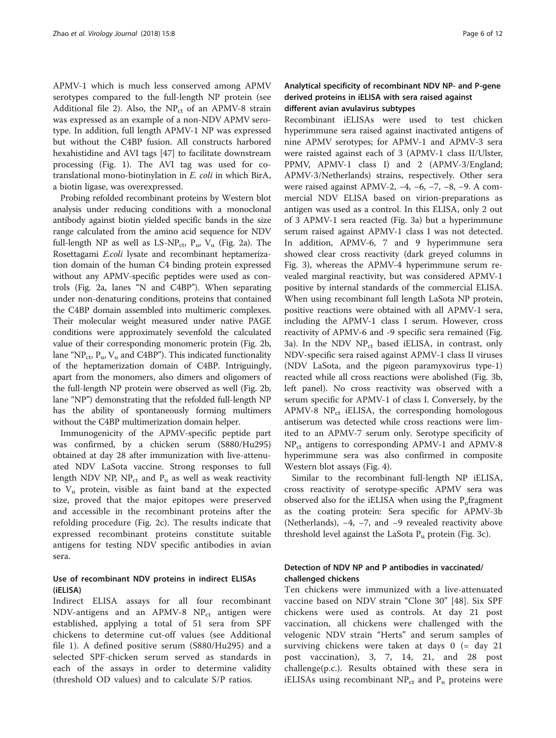APMV-1 which is much less conserved among APMV serotypes compared to the full-length NP protein (see Additional file 2). Also, the $NP_{ct}$ of an APMV-8 strain was expressed as an example of a non-NDV APMV serotype. In addition, full length APMV-1 NP was expressed but without the C4BP fusion. All constructs harbored hexahistidine and AVI tags [47] to facilitate downstream processing (Fig. 1). The AVI tag was used for co-translational mono-biotinylation in *E. coli* in which BirA, a biotin ligase, was overexpressed.

Probing refolded recombinant proteins by Western blot analysis under reducing conditions with a monoclonal antibody against biotin yielded specific bands in the size range calculated from the amino acid sequence for NDV full-length NP as well as LS-$NP_{ct}$, $P_u$, $V_u$ (Fig. 2a). The Rosettagami *E.coli* lysate and recombinant heptamerization domain of the human C4 binding protein expressed without any APMV-specific peptides were used as controls (Fig. 2a, lanes "N and C4BP"). When separating under non-denaturing conditions, proteins that contained the C4BP domain assembled into multimeric complexes. Their molecular weight measured under native PAGE conditions were approximately sevenfold the calculated value of their corresponding monomeric protein (Fig. 2b, lane "$NP_{ct}$, $P_u$, $V_u$ and C4BP"). This indicated functionality of the heptamerization domain of C4BP. Intriguingly, apart from the monomers, also dimers and oligomers of the full-length NP protein were observed as well (Fig. 2b, lane "NP") demonstrating that the refolded full-length NP has the ability of spontaneously forming multimers without the C4BP multimerization domain helper.

Immunogenicity of the APMV-specific peptide part was confirmed, by a chicken serum (S880/Hu295) obtained at day 28 after immunization with live-attenuated NDV LaSota vaccine. Strong responses to full length NDV NP, $NP_{ct}$ and $P_u$ as well as weak reactivity to $V_u$ protein, visible as faint band at the expected size, proved that the major epitopes were preserved and accessible in the recombinant proteins after the refolding procedure (Fig. 2c). The results indicate that expressed recombinant proteins constitute suitable antigens for testing NDV specific antibodies in avian sera.

## Use of recombinant NDV proteins in indirect ELISAs (iELISA)

Indirect ELISA assays for all four recombinant NDV-antigens and an APMV-8 $NP_{ct}$ antigen were established, applying a total of 51 sera from SPF chickens to determine cut-off values (see Additional file 1). A defined positive serum (S880/Hu295) and a selected SPF-chicken serum served as standards in each of the assays in order to determine validity (threshold OD values) and to calculate S/P ratios.

## Analytical specificity of recombinant NDV NP- and P-gene derived proteins in iELISA with sera raised against different avian avulavirus subtypes

Recombinant iELISAs were used to test chicken hyperimmune sera raised against inactivated antigens of nine APMV serotypes; for APMV-1 and APMV-3 sera were raisted against each of 3 (APMV-1 class II/Ulster, PPMV, APMV-1 class I) and 2 (APMV-3/England; APMV-3/Netherlands) strains, respectively. Other sera were raised against APMV-2, −4, −6, −7, −8, −9. A commercial NDV ELISA based on virion-preparations as antigen was used as a control. In this ELISA, only 2 out of 3 APMV-1 sera reacted (Fig. 3a) but a hyperimmune serum raised against APMV-1 class I was not detected. In addition, APMV-6, 7 and 9 hyperimmune sera showed clear cross reactivity (dark greyed columns in Fig. 3), whereas the APMV-4 hyperimmune serum revealed marginal reactivity, but was considered APMV-1 positive by internal standards of the commercial ELISA. When using recombinant full length LaSota NP protein, positive reactions were obtained with all APMV-1 sera, including the APMV-1 class I serum. However, cross reactivity of APMV-6 and -9 specific sera remained (Fig. 3a). In the NDV $NP_{ct}$ based iELISA, in contrast, only NDV-specific sera raised against APMV-1 class II viruses (NDV LaSota, and the pigeon paramyxovirus type-1) reacted while all cross reactions were abolished (Fig. 3b, left panel). No cross reactivity was observed with a serum specific for APMV-1 of class I. Conversely, by the APMV-8 $NP_{ct}$ iELISA, the corresponding homologous antiserum was detected while cross reactions were limited to an APMV-7 serum only. Serotype specificity of $NP_{ct}$ antigens to corresponding APMV-1 and APMV-8 hyperimmune sera was also confirmed in composite Western blot assays (Fig. 4).

Similar to the recombinant full-length NP iELISA, cross reactivity of serotype-specific APMV sera was observed also for the iELISA when using the $P_u$fragment as the coating protein: Sera specific for APMV-3b (Netherlands), −4, −7, and −9 revealed reactivity above threshold level against the LaSota $P_u$ protein (Fig. 3c).

## Detection of NDV NP and P antibodies in vaccinated/challenged chickens

Ten chickens were immunized with a live-attenuated vaccine based on NDV strain "Clone 30" [48]. Six SPF chickens were used as controls. At day 21 post vaccination, all chickens were challenged with the velogenic NDV strain "Herts" and serum samples of surviving chickens were taken at days 0 (= day 21 post vaccination), 3, 7, 14, 21, and 28 post challenge(p.c.). Results obtained with these sera in iELISAs using recombinant $NP_{ct}$ and $P_u$ proteins were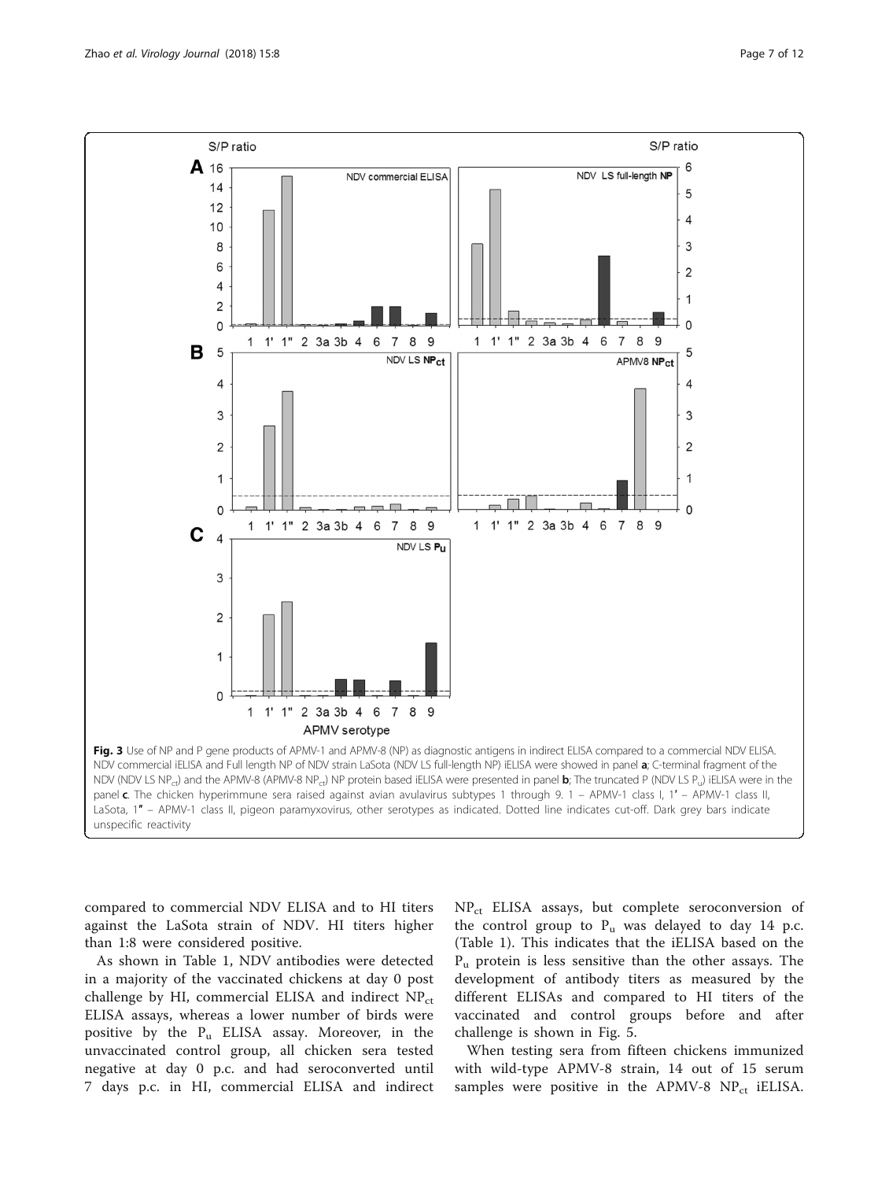Fig. 3 Use of NP and P gene products of APMV-1 and APMV-8 (NP) as diagnostic antigens in indirect ELISA compared to a commercial NDV ELISA. NDV commercial iELISA and Full length NP of NDV strain LaSota (NDV LS full-length NP) iELISA were showed in panel **a**; C-terminal fragment of the NDV (NDV LS $NP_{ct}$) and the APMV-8 (APMV-8 $NP_{ct}$) NP protein based iELISA were presented in panel **b**; The truncated P (NDV LS $P_u$) iELISA were in the panel **c**. The chicken hyperimmune sera raised against avian avulavirus subtypes 1 through 9. 1 – APMV-1 class I, 1′ – APMV-1 class II, LaSota, 1″ – APMV-1 class II, pigeon paramyxovirus, other serotypes as indicated. Dotted line indicates cut-off. Dark grey bars indicate unspecific reactivity

compared to commercial NDV ELISA and to HI titers against the LaSota strain of NDV. HI titers higher than 1:8 were considered positive.

As shown in Table 1, NDV antibodies were detected in a majority of the vaccinated chickens at day 0 post challenge by HI, commercial ELISA and indirect $NP_{ct}$ ELISA assays, whereas a lower number of birds were positive by the $P_u$ ELISA assay. Moreover, in the unvaccinated control group, all chicken sera tested negative at day 0 p.c. and had seroconverted until 7 days p.c. in HI, commercial ELISA and indirect $NP_{ct}$ ELISA assays, but complete seroconversion of the control group to $P_u$ was delayed to day 14 p.c. (Table 1). This indicates that the iELISA based on the $P_u$ protein is less sensitive than the other assays. The development of antibody titers as measured by the different ELISAs and compared to HI titers of the vaccinated and control groups before and after challenge is shown in Fig. 5.

When testing sera from fifteen chickens immunized with wild-type APMV-8 strain, 14 out of 15 serum samples were positive in the APMV-8 $NP_{ct}$ iELISA.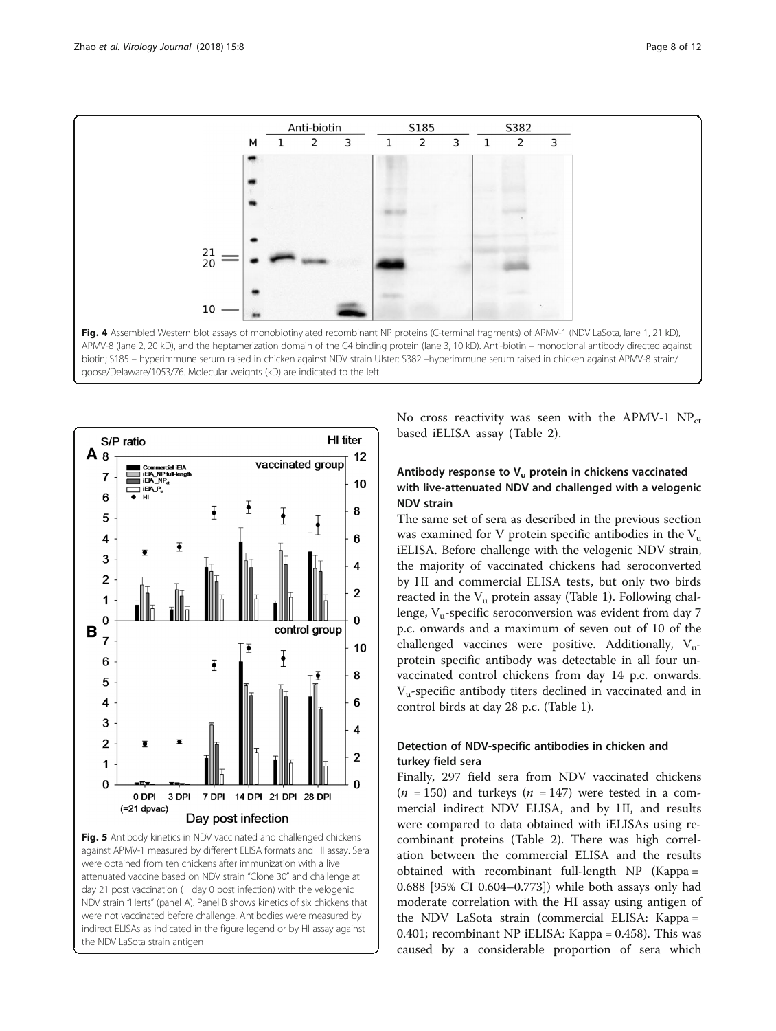Fig. 4 Assembled Western blot assays of monobiotinylated recombinant NP proteins (C-terminal fragments) of APMV-1 (NDV LaSota, lane 1, 21 kD), APMV-8 (lane 2, 20 kD), and the heptamerization domain of the C4 binding protein (lane 3, 10 kD). Anti-biotin – monoclonal antibody directed against biotin; S185 – hyperimmune serum raised in chicken against NDV strain Ulster; S382 –hyperimmune serum raised in chicken against APMV-8 strain/goose/Delaware/1053/76. Molecular weights (kD) are indicated to the left

Fig. 5 Antibody kinetics in NDV vaccinated and challenged chickens against APMV-1 measured by different ELISA formats and HI assay. Sera were obtained from ten chickens after immunization with a live attenuated vaccine based on NDV strain "Clone 30" and challenge at day 21 post vaccination (= day 0 post infection) with the velogenic NDV strain "Herts" (panel A). Panel B shows kinetics of six chickens that were not vaccinated before challenge. Antibodies were measured by indirect ELISAs as indicated in the figure legend or by HI assay against the NDV LaSota strain antigen

No cross reactivity was seen with the APMV-1 $NP_{ct}$ based iELISA assay (Table 2).

### Antibody response to $V_u$ protein in chickens vaccinated with live-attenuated NDV and challenged with a velogenic NDV strain

The same set of sera as described in the previous section was examined for V protein specific antibodies in the $V_u$ iELISA. Before challenge with the velogenic NDV strain, the majority of vaccinated chickens had seroconverted by HI and commercial ELISA tests, but only two birds reacted in the $V_u$ protein assay (Table 1). Following challenge, $V_u$-specific seroconversion was evident from day 7 p.c. onwards and a maximum of seven out of 10 of the challenged vaccines were positive. Additionally, $V_u$-protein specific antibody was detectable in all four unvaccinated control chickens from day 14 p.c. onwards. $V_u$-specific antibody titers declined in vaccinated and in control birds at day 28 p.c. (Table 1).

### Detection of NDV-specific antibodies in chicken and turkey field sera

Finally, 297 field sera from NDV vaccinated chickens ($n = 150$) and turkeys ($n = 147$) were tested in a commercial indirect NDV ELISA, and by HI, and results were compared to data obtained with iELISAs using recombinant proteins (Table 2). There was high correlation between the commercial ELISA and the results obtained with recombinant full-length NP (Kappa = 0.688 [95% CI 0.604–0.773]) while both assays only had moderate correlation with the HI assay using antigen of the NDV LaSota strain (commercial ELISA: Kappa = 0.401; recombinant NP iELISA: Kappa = 0.458). This was caused by a considerable proportion of sera which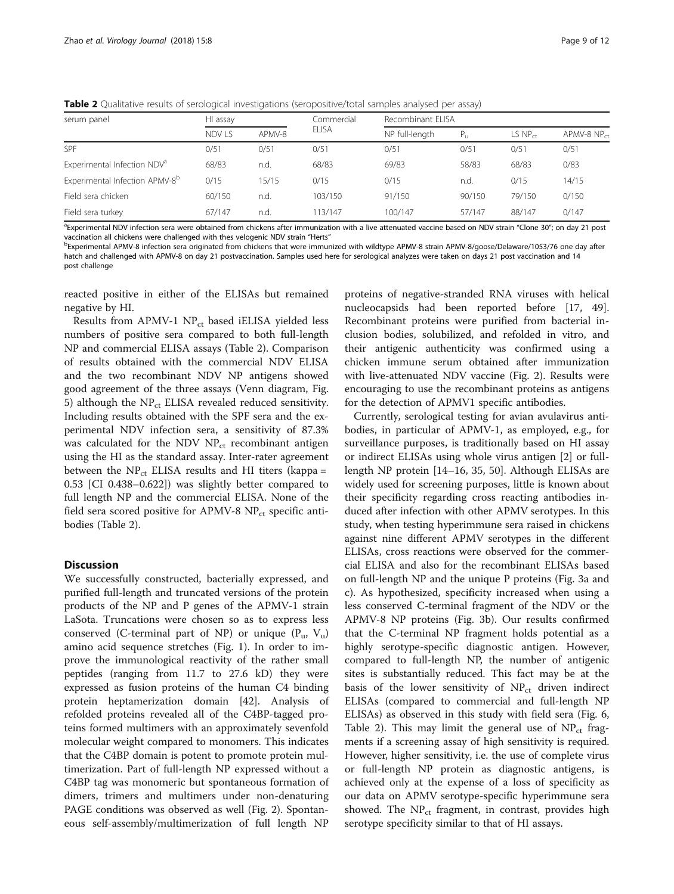**Table 2** Qualitative results of serological investigations (seropositive/total samples analysed per assay)

| serum panel | HI assay | | Commercial ELISA | Recombinant ELISA | | | |
|---|---|---|---|---|---|---|---|
| | NDV LS | APMV-8 | | NP full-length | $P_u$ | LS $NP_{ct}$ | APMV-8 $NP_{ct}$ |
| SPF | 0/51 | 0/51 | 0/51 | 0/51 | 0/51 | 0/51 | 0/51 |
| Experimental Infection NDV[a] | 68/83 | n.d. | 68/83 | 69/83 | 58/83 | 68/83 | 0/83 |
| Experimental Infection APMV-8[b] | 0/15 | 15/15 | 0/15 | 0/15 | n.d. | 0/15 | 14/15 |
| Field sera chicken | 60/150 | n.d. | 103/150 | 91/150 | 90/150 | 79/150 | 0/150 |
| Field sera turkey | 67/147 | n.d. | 113/147 | 100/147 | 57/147 | 88/147 | 0/147 |

[a]Experimental NDV infection sera were obtained from chickens after immunization with a live attenuated vaccine based on NDV strain "Clone 30"; on day 21 post vaccination all chickens were challenged with thes velogenic NDV strain "Herts"

[b]Experimental APMV-8 infection sera originated from chickens that were immunized with wildtype APMV-8 strain APMV-8/goose/Delaware/1053/76 one day after hatch and challenged with APMV-8 on day 21 postvaccination. Samples used here for serological analyzes were taken on days 21 post vaccination and 14 post challenge

reacted positive in either of the ELISAs but remained negative by HI.

Results from APMV-1 $NP_{ct}$ based iELISA yielded less numbers of positive sera compared to both full-length NP and commercial ELISA assays (Table 2). Comparison of results obtained with the commercial NDV ELISA and the two recombinant NDV NP antigens showed good agreement of the three assays (Venn diagram, Fig. 5) although the $NP_{ct}$ ELISA revealed reduced sensitivity. Including results obtained with the SPF sera and the experimental NDV infection sera, a sensitivity of 87.3% was calculated for the NDV $NP_{ct}$ recombinant antigen using the HI as the standard assay. Inter-rater agreement between the $NP_{ct}$ ELISA results and HI titers (kappa = 0.53 [CI 0.438–0.622]) was slightly better compared to full length NP and the commercial ELISA. None of the field sera scored positive for APMV-8 $NP_{ct}$ specific antibodies (Table 2).

## Discussion

We successfully constructed, bacterially expressed, and purified full-length and truncated versions of the protein products of the NP and P genes of the APMV-1 strain LaSota. Truncations were chosen so as to express less conserved (C-terminal part of NP) or unique ($P_u$, $V_u$) amino acid sequence stretches (Fig. 1). In order to improve the immunological reactivity of the rather small peptides (ranging from 11.7 to 27.6 kD) they were expressed as fusion proteins of the human C4 binding protein heptamerization domain [42]. Analysis of refolded proteins revealed all of the C4BP-tagged proteins formed multimers with an approximately sevenfold molecular weight compared to monomers. This indicates that the C4BP domain is potent to promote protein multimerization. Part of full-length NP expressed without a C4BP tag was monomeric but spontaneous formation of dimers, trimers and multimers under non-denaturing PAGE conditions was observed as well (Fig. 2). Spontaneous self-assembly/multimerization of full length NP proteins of negative-stranded RNA viruses with helical nucleocapsids had been reported before [17, 49]. Recombinant proteins were purified from bacterial inclusion bodies, solubilized, and refolded in vitro, and their antigenic authenticity was confirmed using a chicken immune serum obtained after immunization with live-attenuated NDV vaccine (Fig. 2). Results were encouraging to use the recombinant proteins as antigens for the detection of APMV1 specific antibodies.

Currently, serological testing for avian avulavirus antibodies, in particular of APMV-1, as employed, e.g., for surveillance purposes, is traditionally based on HI assay or indirect ELISAs using whole virus antigen [2] or full-length NP protein [14–16, 35, 50]. Although ELISAs are widely used for screening purposes, little is known about their specificity regarding cross reacting antibodies induced after infection with other APMV serotypes. In this study, when testing hyperimmune sera raised in chickens against nine different APMV serotypes in the different ELISAs, cross reactions were observed for the commercial ELISA and also for the recombinant ELISAs based on full-length NP and the unique P proteins (Fig. 3a and c). As hypothesized, specificity increased when using a less conserved C-terminal fragment of the NDV or the APMV-8 NP proteins (Fig. 3b). Our results confirmed that the C-terminal NP fragment holds potential as a highly serotype-specific diagnostic antigen. However, compared to full-length NP, the number of antigenic sites is substantially reduced. This fact may be at the basis of the lower sensitivity of $NP_{ct}$ driven indirect ELISAs (compared to commercial and full-length NP ELISAs) as observed in this study with field sera (Fig. 6, Table 2). This may limit the general use of $NP_{ct}$ fragments if a screening assay of high sensitivity is required. However, higher sensitivity, i.e. the use of complete virus or full-length NP protein as diagnostic antigens, is achieved only at the expense of a loss of specificity as our data on APMV serotype-specific hyperimmune sera showed. The $NP_{ct}$ fragment, in contrast, provides high serotype specificity similar to that of HI assays.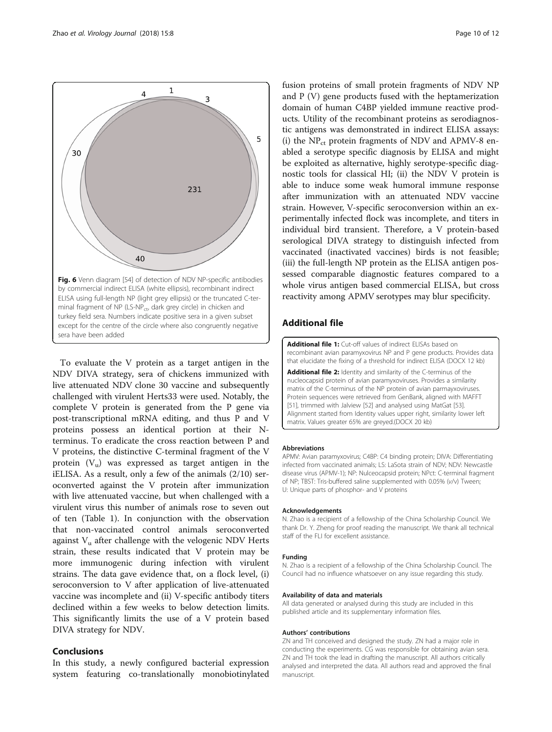Fig. 6 Venn diagram [54] of detection of NDV NP-specific antibodies by commercial indirect ELISA (white ellipsis), recombinant indirect ELISA using full-length NP (light grey ellipsis) or the truncated C-terminal fragment of NP (LS-$NP_{ct}$, dark grey circle) in chicken and turkey field sera. Numbers indicate positive sera in a given subset except for the centre of the circle where also congruently negative sera have been added

To evaluate the V protein as a target antigen in the NDV DIVA strategy, sera of chickens immunized with live attenuated NDV clone 30 vaccine and subsequently challenged with virulent Herts33 were used. Notably, the complete V protein is generated from the P gene via post-transcriptional mRNA editing, and thus P and V proteins possess an identical portion at their N-terminus. To eradicate the cross reaction between P and V proteins, the distinctive C-terminal fragment of the V protein ($V_u$) was expressed as target antigen in the iELISA. As a result, only a few of the animals (2/10) seroconverted against the V protein after immunization with live attenuated vaccine, but when challenged with a virulent virus this number of animals rose to seven out of ten (Table 1). In conjunction with the observation that non-vaccinated control animals seroconverted against $V_u$ after challenge with the velogenic NDV Herts strain, these results indicated that V protein may be more immunogenic during infection with virulent strains. The data gave evidence that, on a flock level, (i) seroconversion to V after application of live-attenuated vaccine was incomplete and (ii) V-specific antibody titers declined within a few weeks to below detection limits. This significantly limits the use of a V protein based DIVA strategy for NDV.

## Conclusions

In this study, a newly configured bacterial expression system featuring co-translationally monobiotinylated fusion proteins of small protein fragments of NDV NP and P (V) gene products fused with the heptamerization domain of human C4BP yielded immune reactive products. Utility of the recombinant proteins as serodiagnostic antigens was demonstrated in indirect ELISA assays: (i) the $NP_{ct}$ protein fragments of NDV and APMV-8 enabled a serotype specific diagnosis by ELISA and might be exploited as alternative, highly serotype-specific diagnostic tools for classical HI; (ii) the NDV V protein is able to induce some weak humoral immune response after immunization with an attenuated NDV vaccine strain. However, V-specific seroconversion within an experimentally infected flock was incomplete, and titers in individual bird transient. Therefore, a V protein-based serological DIVA strategy to distinguish infected from vaccinated (inactivated vaccines) birds is not feasible; (iii) the full-length NP protein as the ELISA antigen possessed comparable diagnostic features compared to a whole virus antigen based commercial ELISA, but cross reactivity among APMV serotypes may blur specificity.

## Additional file

**Additional file 1:** Cut-off values of indirect ELISAs based on recombinant avian paramyxovirus NP and P gene products. Provides data that elucidate the fixing of a threshold for indirect ELISA (DOCX 12 kb)

**Additional file 2:** Identity and similarity of the C-terminus of the nucleocapsid protein of avian paramyxoviruses. Provides a similarity matrix of the C-terminus of the NP protein of avian parmayxoviruses. Protein sequences were retrieved from GenBank, aligned with MAFFT [51], trimmed with Jalview [52] and analysed using MatGat [53]. Alignment started from Identity values upper right, similarity lower left matrix. Values greater 65% are greyed.(DOCX 20 kb)

#### Abbreviations

APMV: Avian paramyxovirus; C4BP: C4 binding protein; DIVA: Differentiating infected from vaccinated animals; LS: LaSota strain of NDV; NDV: Newcastle disease virus (APMV-1); NP: Nulceocapsid protein; NPct: C-terminal fragment of NP; TBST: Tris-buffered saline supplemented with 0.05% (v/v) Tween; U: Unique parts of phosphor- and V proteins

#### Acknowledgements

N. Zhao is a recipient of a fellowship of the China Scholarship Council. We thank Dr. Y. Zheng for proof reading the manuscript. We thank all technical staff of the FLI for excellent assistance.

#### Funding

N. Zhao is a recipient of a fellowship of the China Scholarship Council. The Council had no influence whatsoever on any issue regarding this study.

#### Availability of data and materials

All data generated or analysed during this study are included in this published article and its supplementary information files.

#### Authors' contributions

ZN and TH conceived and designed the study. ZN had a major role in conducting the experiments. CG was responsible for obtaining avian sera. ZN and TH took the lead in drafting the manuscript. All authors critically analysed and interpreted the data. All authors read and approved the final manuscript.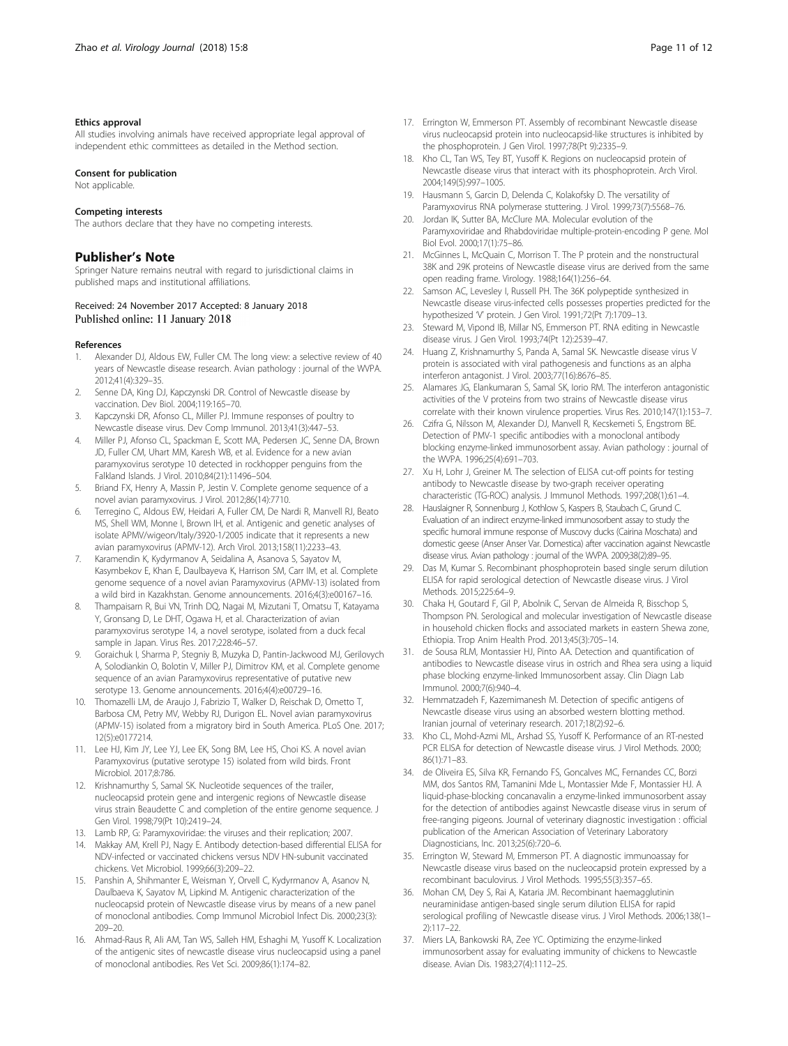#### Ethics approval

All studies involving animals have received appropriate legal approval of independent ethic committees as detailed in the Method section.

#### Consent for publication

Not applicable.

#### Competing interests

The authors declare that they have no competing interests.

## Publisher's Note

Springer Nature remains neutral with regard to jurisdictional claims in published maps and institutional affiliations.

Received: 24 November 2017 Accepted: 8 January 2018
Published online: 11 January 2018

#### References

1. Alexander DJ, Aldous EW, Fuller CM. The long view: a selective review of 40 years of Newcastle disease research. Avian pathology : journal of the WVPA. 2012;41(4):329–35.
2. Senne DA, King DJ, Kapczynski DR. Control of Newcastle disease by vaccination. Dev Biol. 2004;119:165–70.
3. Kapczynski DR, Afonso CL, Miller PJ. Immune responses of poultry to Newcastle disease virus. Dev Comp Immunol. 2013;41(3):447–53.
4. Miller PJ, Afonso CL, Spackman E, Scott MA, Pedersen JC, Senne DA, Brown JD, Fuller CM, Uhart MM, Karesh WB, et al. Evidence for a new avian paramyxovirus serotype 10 detected in rockhopper penguins from the Falkland Islands. J Virol. 2010;84(21):11496–504.
5. Briand FX, Henry A, Massin P, Jestin V. Complete genome sequence of a novel avian paramyxovirus. J Virol. 2012;86(14):7710.
6. Terregino C, Aldous EW, Heidari A, Fuller CM, De Nardi R, Manvell RJ, Beato MS, Shell WM, Monne I, Brown IH, et al. Antigenic and genetic analyses of isolate APMV/wigeon/Italy/3920-1/2005 indicate that it represents a new avian paramyxovirus (APMV-12). Arch Virol. 2013;158(11):2233–43.
7. Karamendin K, Kydyrmanov A, Seidalina A, Asanova S, Sayatov M, Kasymbekov E, Khan E, Daulbayeva K, Harrison SM, Carr IM, et al. Complete genome sequence of a novel avian Paramyxovirus (APMV-13) isolated from a wild bird in Kazakhstan. Genome announcements. 2016;4(3):e00167–16.
8. Thampaisarn R, Bui VN, Trinh DQ, Nagai M, Mizutani T, Omatsu T, Katayama Y, Gronsang D, Le DHT, Ogawa H, et al. Characterization of avian paramyxovirus serotype 14, a novel serotype, isolated from a duck fecal sample in Japan. Virus Res. 2017;228:46–57.
9. Goraichuk I, Sharma P, Stegniy B, Muzyka D, Pantin-Jackwood MJ, Gerilovych A, Solodiankin O, Bolotin V, Miller PJ, Dimitrov KM, et al. Complete genome sequence of an avian Paramyxovirus representative of putative new serotype 13. Genome announcements. 2016;4(4):e00729–16.
10. Thomazelli LM, de Araujo J, Fabrizio T, Walker D, Reischak D, Ometto T, Barbosa CM, Petry MV, Webby RJ, Durigon EL. Novel avian paramyxovirus (APMV-15) isolated from a migratory bird in South America. PLoS One. 2017;12(5):e0177214.
11. Lee HJ, Kim JY, Lee YJ, Lee EK, Song BM, Lee HS, Choi KS. A novel avian Paramyxovirus (putative serotype 15) isolated from wild birds. Front Microbiol. 2017;8:786.
12. Krishnamurthy S, Samal SK. Nucleotide sequences of the trailer, nucleocapsid protein gene and intergenic regions of Newcastle disease virus strain Beaudette C and completion of the entire genome sequence. J Gen Virol. 1998;79(Pt 10):2419–24.
13. Lamb RP, G: Paramyxoviridae: the viruses and their replication; 2007.
14. Makkay AM, Krell PJ, Nagy E. Antibody detection-based differential ELISA for NDV-infected or vaccinated chickens versus NDV HN-subunit vaccinated chickens. Vet Microbiol. 1999;66(3):209–22.
15. Panshin A, Shihmanter E, Weisman Y, Orvell C, Kydyrmanov A, Asanov N, Daulbaeva K, Sayatov M, Lipkind M. Antigenic characterization of the nucleocapsid protein of Newcastle disease virus by means of a new panel of monoclonal antibodies. Comp Immunol Microbiol Infect Dis. 2000;23(3):209–20.
16. Ahmad-Raus R, Ali AM, Tan WS, Salleh HM, Eshaghi M, Yusoff K. Localization of the antigenic sites of newcastle disease virus nucleocapsid using a panel of monoclonal antibodies. Res Vet Sci. 2009;86(1):174–82.
17. Errington W, Emmerson PT. Assembly of recombinant Newcastle disease virus nucleocapsid protein into nucleocapsid-like structures is inhibited by the phosphoprotein. J Gen Virol. 1997;78(Pt 9):2335–9.
18. Kho CL, Tan WS, Tey BT, Yusoff K. Regions on nucleocapsid protein of Newcastle disease virus that interact with its phosphoprotein. Arch Virol. 2004;149(5):997–1005.
19. Hausmann S, Garcin D, Delenda C, Kolakofsky D. The versatility of Paramyxovirus RNA polymerase stuttering. J Virol. 1999;73(7):5568–76.
20. Jordan IK, Sutter BA, McClure MA. Molecular evolution of the Paramyxoviridae and Rhabdoviridae multiple-protein-encoding P gene. Mol Biol Evol. 2000;17(1):75–86.
21. McGinnes L, McQuain C, Morrison T. The P protein and the nonstructural 38K and 29K proteins of Newcastle disease virus are derived from the same open reading frame. Virology. 1988;164(1):256–64.
22. Samson AC, Levesley I, Russell PH. The 36K polypeptide synthesized in Newcastle disease virus-infected cells possesses properties predicted for the hypothesized 'V' protein. J Gen Virol. 1991;72(Pt 7):1709–13.
23. Steward M, Vipond IB, Millar NS, Emmerson PT. RNA editing in Newcastle disease virus. J Gen Virol. 1993;74(Pt 12):2539–47.
24. Huang Z, Krishnamurthy S, Panda A, Samal SK. Newcastle disease virus V protein is associated with viral pathogenesis and functions as an alpha interferon antagonist. J Virol. 2003;77(16):8676–85.
25. Alamares JG, Elankumaran S, Samal SK, Iorio RM. The interferon antagonistic activities of the V proteins from two strains of Newcastle disease virus correlate with their known virulence properties. Virus Res. 2010;147(1):153–7.
26. Czifra G, Nilsson M, Alexander DJ, Manvell R, Kecskemeti S, Engstrom BE. Detection of PMV-1 specific antibodies with a monoclonal antibody blocking enzyme-linked immunosorbent assay. Avian pathology : journal of the WVPA. 1996;25(4):691–703.
27. Xu H, Lohr J, Greiner M. The selection of ELISA cut-off points for testing antibody to Newcastle disease by two-graph receiver operating characteristic (TG-ROC) analysis. J Immunol Methods. 1997;208(1):61–4.
28. Hauslaigner R, Sonnenburg J, Kothlow S, Kaspers B, Staubach C, Grund C. Evaluation of an indirect enzyme-linked immunosorbent assay to study the specific humoral immune response of Muscovy ducks (Cairina Moschata) and domestic geese (Anser Anser Var. Domestica) after vaccination against Newcastle disease virus. Avian pathology : journal of the WVPA. 2009;38(2):89–95.
29. Das M, Kumar S. Recombinant phosphoprotein based single serum dilution ELISA for rapid serological detection of Newcastle disease virus. J Virol Methods. 2015;225:64–9.
30. Chaka H, Goutard F, Gil P, Abolnik C, Servan de Almeida R, Bisschop S, Thompson PN. Serological and molecular investigation of Newcastle disease in household chicken flocks and associated markets in eastern Shewa zone, Ethiopia. Trop Anim Health Prod. 2013;45(3):705–14.
31. de Sousa RLM, Montassier HJ, Pinto AA. Detection and quantification of antibodies to Newcastle disease virus in ostrich and Rhea sera using a liquid phase blocking enzyme-linked Immunosorbent assay. Clin Diagn Lab Immunol. 2000;7(6):940–4.
32. Hemmatzadeh F, Kazemimanesh M. Detection of specific antigens of Newcastle disease virus using an absorbed western blotting method. Iranian journal of veterinary research. 2017;18(2):92–6.
33. Kho CL, Mohd-Azmi ML, Arshad SS, Yusoff K. Performance of an RT-nested PCR ELISA for detection of Newcastle disease virus. J Virol Methods. 2000;86(1):71–83.
34. de Oliveira ES, Silva KR, Fernando FS, Goncalves MC, Fernandes CC, Borzi MM, dos Santos RM, Tamanini Mde L, Montassier Mde F, Montassier HJ. A liquid-phase-blocking concanavalin a enzyme-linked immunosorbent assay for the detection of antibodies against Newcastle disease virus in serum of free-ranging pigeons. Journal of veterinary diagnostic investigation : official publication of the American Association of Veterinary Laboratory Diagnosticians, Inc. 2013;25(6):720–6.
35. Errington W, Steward M, Emmerson PT. A diagnostic immunoassay for Newcastle disease virus based on the nucleocapsid protein expressed by a recombinant baculovirus. J Virol Methods. 1995;55(3):357–65.
36. Mohan CM, Dey S, Rai A, Kataria JM. Recombinant haemagglutinin neuraminidase antigen-based single serum dilution ELISA for rapid serological profiling of Newcastle disease virus. J Virol Methods. 2006;138(1–2):117–22.
37. Miers LA, Bankowski RA, Zee YC. Optimizing the enzyme-linked immunosorbent assay for evaluating immunity of chickens to Newcastle disease. Avian Dis. 1983;27(4):1112–25.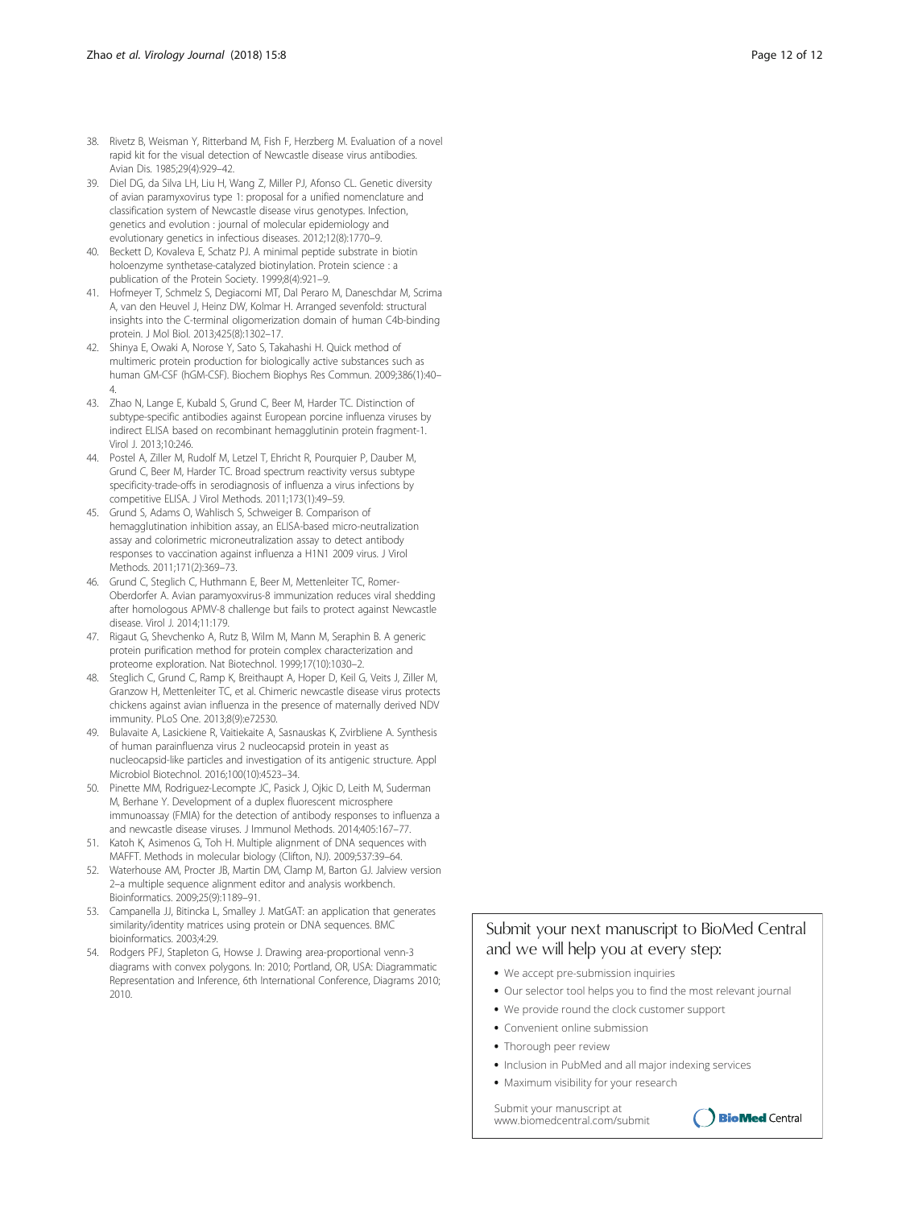38. Rivetz B, Weisman Y, Ritterband M, Fish F, Herzberg M. Evaluation of a novel rapid kit for the visual detection of Newcastle disease virus antibodies. Avian Dis. 1985;29(4):929–42.
39. Diel DG, da Silva LH, Liu H, Wang Z, Miller PJ, Afonso CL. Genetic diversity of avian paramyxovirus type 1: proposal for a unified nomenclature and classification system of Newcastle disease virus genotypes. Infection, genetics and evolution : journal of molecular epidemiology and evolutionary genetics in infectious diseases. 2012;12(8):1770–9.
40. Beckett D, Kovaleva E, Schatz PJ. A minimal peptide substrate in biotin holoenzyme synthetase-catalyzed biotinylation. Protein science : a publication of the Protein Society. 1999;8(4):921–9.
41. Hofmeyer T, Schmelz S, Degiacomi MT, Dal Peraro M, Daneschdar M, Scrima A, van den Heuvel J, Heinz DW, Kolmar H. Arranged sevenfold: structural insights into the C-terminal oligomerization domain of human C4b-binding protein. J Mol Biol. 2013;425(8):1302–17.
42. Shinya E, Owaki A, Norose Y, Sato S, Takahashi H. Quick method of multimeric protein production for biologically active substances such as human GM-CSF (hGM-CSF). Biochem Biophys Res Commun. 2009;386(1):40–4.
43. Zhao N, Lange E, Kubald S, Grund C, Beer M, Harder TC. Distinction of subtype-specific antibodies against European porcine influenza viruses by indirect ELISA based on recombinant hemagglutinin protein fragment-1. Virol J. 2013;10:246.
44. Postel A, Ziller M, Rudolf M, Letzel T, Ehricht R, Pourquier P, Dauber M, Grund C, Beer M, Harder TC. Broad spectrum reactivity versus subtype specificity-trade-offs in serodiagnosis of influenza a virus infections by competitive ELISA. J Virol Methods. 2011;173(1):49–59.
45. Grund S, Adams O, Wahlisch S, Schweiger B. Comparison of hemagglutination inhibition assay, an ELISA-based micro-neutralization assay and colorimetric microneutralization assay to detect antibody responses to vaccination against influenza a H1N1 2009 virus. J Virol Methods. 2011;171(2):369–73.
46. Grund C, Steglich C, Huthmann E, Beer M, Mettenleiter TC, Romer-Oberdorfer A. Avian paramyxovirus-8 immunization reduces viral shedding after homologous APMV-8 challenge but fails to protect against Newcastle disease. Virol J. 2014;11:179.
47. Rigaut G, Shevchenko A, Rutz B, Wilm M, Mann M, Seraphin B. A generic protein purification method for protein complex characterization and proteome exploration. Nat Biotechnol. 1999;17(10):1030–2.
48. Steglich C, Grund C, Ramp K, Breithaupt A, Hoper D, Keil G, Veits J, Ziller M, Granzow H, Mettenleiter TC, et al. Chimeric newcastle disease virus protects chickens against avian influenza in the presence of maternally derived NDV immunity. PLoS One. 2013;8(9):e72530.
49. Bulavaite A, Lasickiene R, Vaitiekaite A, Sasnauskas K, Zvirbliene A. Synthesis of human parainfluenza virus 2 nucleocapsid protein in yeast as nucleocapsid-like particles and investigation of its antigenic structure. Appl Microbiol Biotechnol. 2016;100(10):4523–34.
50. Pinette MM, Rodriguez-Lecompte JC, Pasick J, Ojkic D, Leith M, Suderman M, Berhane Y. Development of a duplex fluorescent microsphere immunoassay (FMIA) for the detection of antibody responses to influenza a and newcastle disease viruses. J Immunol Methods. 2014;405:167–77.
51. Katoh K, Asimenos G, Toh H. Multiple alignment of DNA sequences with MAFFT. Methods in molecular biology (Clifton, NJ). 2009;537:39–64.
52. Waterhouse AM, Procter JB, Martin DM, Clamp M, Barton GJ. Jalview version 2–a multiple sequence alignment editor and analysis workbench. Bioinformatics. 2009;25(9):1189–91.
53. Campanella JJ, Bitincka L, Smalley J. MatGAT: an application that generates similarity/identity matrices using protein or DNA sequences. BMC bioinformatics. 2003;4:29.
54. Rodgers PFJ, Stapleton G, Howse J. Drawing area-proportional venn-3 diagrams with convex polygons. In: 2010; Portland, OR, USA: Diagrammatic Representation and Inference, 6th International Conference, Diagrams 2010; 2010.

Submit your next manuscript to BioMed Central and we will help you at every step:

- We accept pre-submission inquiries
- Our selector tool helps you to find the most relevant journal
- We provide round the clock customer support
- Convenient online submission
- Thorough peer review
- Inclusion in PubMed and all major indexing services
- Maximum visibility for your research

Submit your manuscript at www.biomedcentral.com/submit

BioMed Central